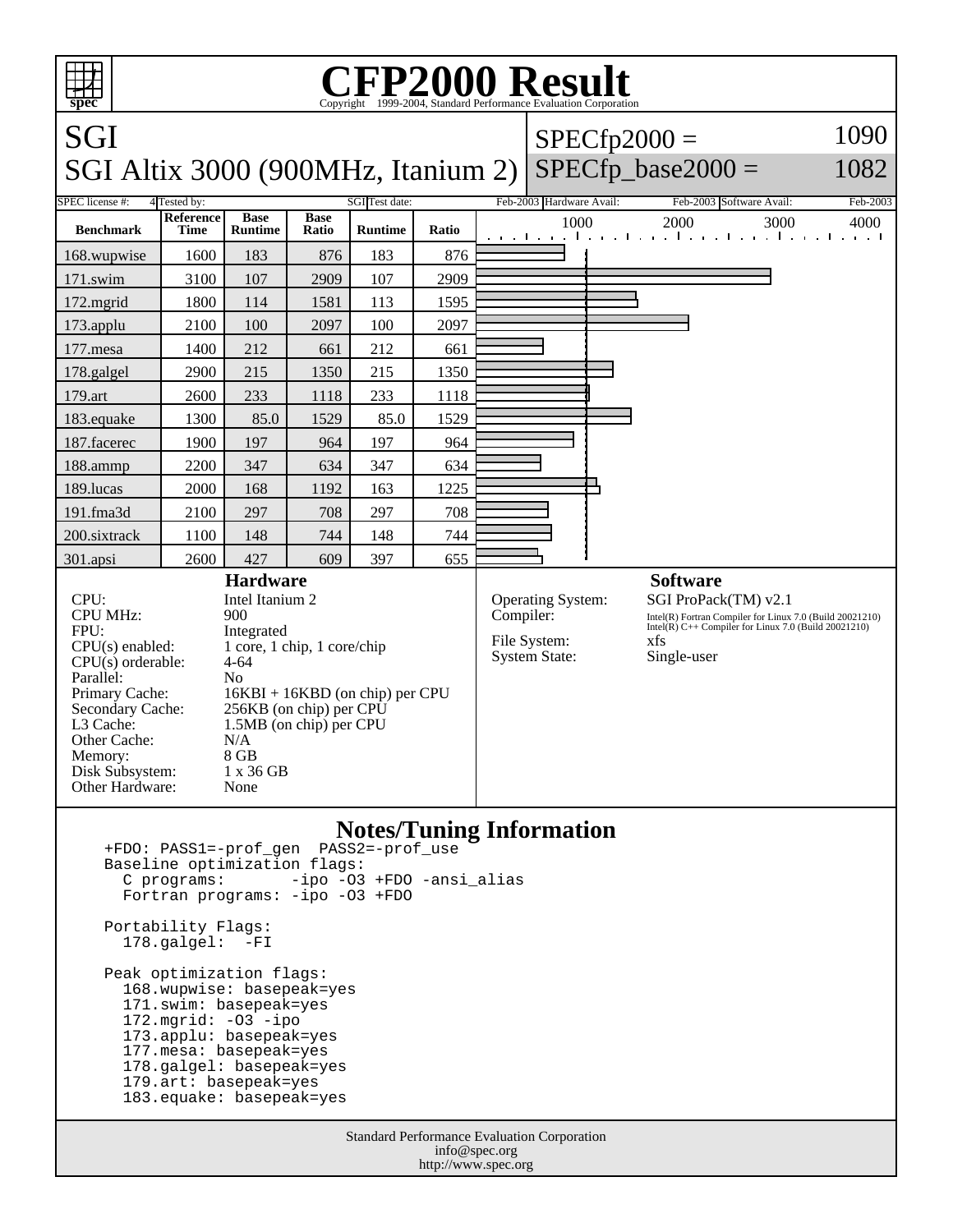# CFP2000 Result

Copyright 1999-2004, Standard Performance Evaluation Corporation

## SGI

## SGI Altix 3000 (900MHz, Itanium 2)

SPECfp2000 = 1090

SPECfp_base2000 = 1082

| SPEC license #: | 4 | Tested by: | SGI | Test date: | Feb-2003 | Hardware Avail: | Feb-2003 | Software Avail: | Feb-2003 |
|---|---|---|---|---|---|---|---|---|---|

| Benchmark | Reference Time | Base Runtime | Base Ratio | Runtime | Ratio |
|---|---|---|---|---|---|
| 168.wupwise | 1600 | 183 | 876 | 183 | 876 |
| 171.swim | 3100 | 107 | 2909 | 107 | 2909 |
| 172.mgrid | 1800 | 114 | 1581 | 113 | 1595 |
| 173.applu | 2100 | 100 | 2097 | 100 | 2097 |
| 177.mesa | 1400 | 212 | 661 | 212 | 661 |
| 178.galgel | 2900 | 215 | 1350 | 215 | 1350 |
| 179.art | 2600 | 233 | 1118 | 233 | 1118 |
| 183.equake | 1300 | 85.0 | 1529 | 85.0 | 1529 |
| 187.facerec | 1900 | 197 | 964 | 197 | 964 |
| 188.ammp | 2200 | 347 | 634 | 347 | 634 |
| 189.lucas | 2000 | 168 | 1192 | 163 | 1225 |
| 191.fma3d | 2100 | 297 | 708 | 297 | 708 |
| 200.sixtrack | 1100 | 148 | 744 | 148 | 744 |
| 301.apsi | 2600 | 427 | 609 | 397 | 655 |

## Hardware

| | |
|---|---|
| CPU: | Intel Itanium 2 |
| CPU MHz: | 900 |
| FPU: | Integrated |
| CPU(s) enabled: | 1 core, 1 chip, 1 core/chip |
| CPU(s) orderable: | 4-64 |
| Parallel: | No |
| Primary Cache: | 16KBI + 16KBD (on chip) per CPU |
| Secondary Cache: | 256KB (on chip) per CPU |
| L3 Cache: | 1.5MB (on chip) per CPU |
| Other Cache: | N/A |
| Memory: | 8 GB |
| Disk Subsystem: | 1 x 36 GB |
| Other Hardware: | None |

## Software

| | |
|---|---|
| Operating System: | SGI ProPack(TM) v2.1 |
| Compiler: | Intel(R) Fortran Compiler for Linux 7.0 (Build 20021210) Intel(R) C++ Compiler for Linux 7.0 (Build 20021210) |
| File System: | xfs |
| System State: | Single-user |

## Notes/Tuning Information

```
+FDO: PASS1=-prof_gen  PASS2=-prof_use
Baseline optimization flags:
  C programs:       -ipo -O3 +FDO -ansi_alias
  Fortran programs: -ipo -O3 +FDO

Portability Flags:
  178.galgel:  -FI

Peak optimization flags:
  168.wupwise: basepeak=yes
  171.swim: basepeak=yes
  172.mgrid: -O3 -ipo
  173.applu: basepeak=yes
  177.mesa: basepeak=yes
  178.galgel: basepeak=yes
  179.art: basepeak=yes
  183.equake: basepeak=yes
```

Standard Performance Evaluation Corporation
info@spec.org
http://www.spec.org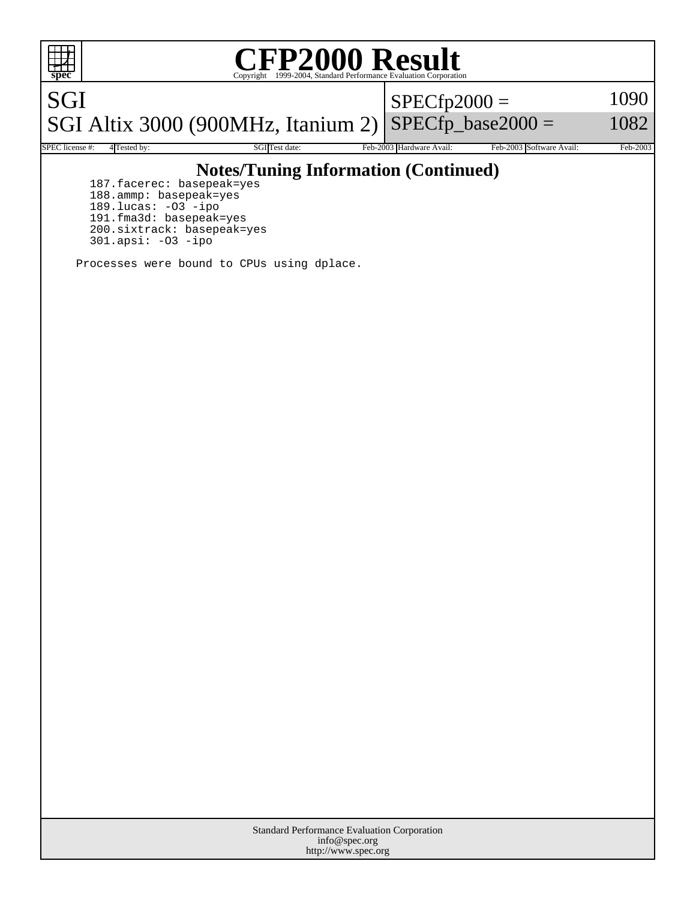# CFP2000 Result

Copyright 1999-2004, Standard Performance Evaluation Corporation

**SGI**

**SGI Altix 3000 (900MHz, Itanium 2)**

SPECfp2000 = 1090

SPECfp_base2000 = 1082

| SPEC license #: | 4 | Tested by: | SGI | Test date: | Feb-2003 | Hardware Avail: | Feb-2003 | Software Avail: | Feb-2003 |
|---|---|---|---|---|---|---|---|---|---|

## Notes/Tuning Information (Continued)

```
  187.facerec: basepeak=yes
  188.ammp: basepeak=yes
  189.lucas: -O3 -ipo
  191.fma3d: basepeak=yes
  200.sixtrack: basepeak=yes
  301.apsi: -O3 -ipo

Processes were bound to CPUs using dplace.
```